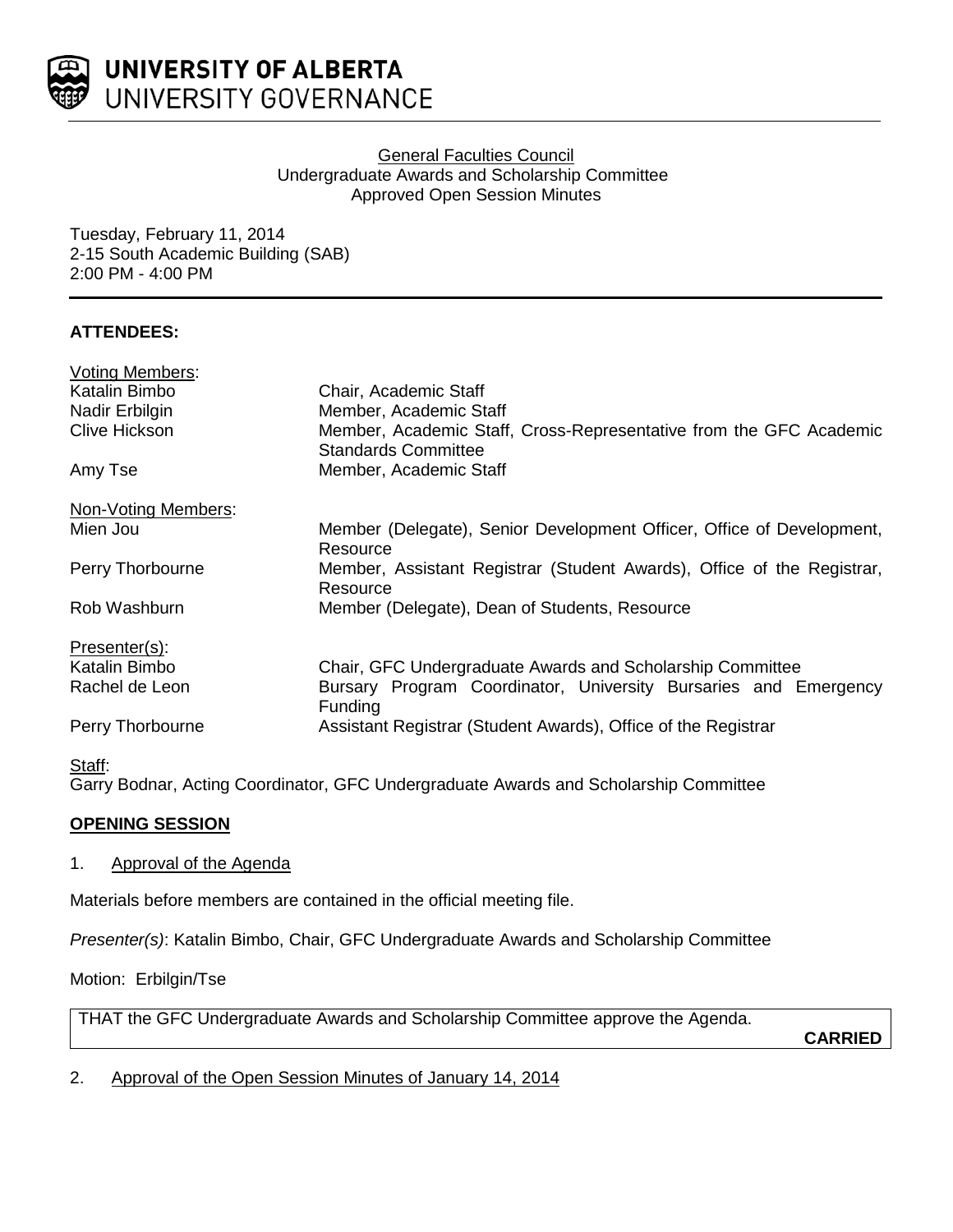**UNIVERSITY OF ALBERTA**
UNIVERSITY GOVERNANCE

General Faculties Council
Undergraduate Awards and Scholarship Committee
Approved Open Session Minutes

Tuesday, February 11, 2014
2-15 South Academic Building (SAB)
2:00 PM - 4:00 PM

**ATTENDEES:**

Voting Members:

| | |
|---|---|
| Katalin Bimbo | Chair, Academic Staff |
| Nadir Erbilgin | Member, Academic Staff |
| Clive Hickson | Member, Academic Staff, Cross-Representative from the GFC Academic Standards Committee |
| Amy Tse | Member, Academic Staff |

Non-Voting Members:

| | |
|---|---|
| Mien Jou | Member (Delegate), Senior Development Officer, Office of Development, Resource |
| Perry Thorbourne | Member, Assistant Registrar (Student Awards), Office of the Registrar, Resource |
| Rob Washburn | Member (Delegate), Dean of Students, Resource |

Presenter(s):

| | |
|---|---|
| Katalin Bimbo | Chair, GFC Undergraduate Awards and Scholarship Committee |
| Rachel de Leon | Bursary Program Coordinator, University Bursaries and Emergency Funding |
| Perry Thorbourne | Assistant Registrar (Student Awards), Office of the Registrar |

Staff:
Garry Bodnar, Acting Coordinator, GFC Undergraduate Awards and Scholarship Committee

**OPENING SESSION**

1. Approval of the Agenda

Materials before members are contained in the official meeting file.

*Presenter(s)*: Katalin Bimbo, Chair, GFC Undergraduate Awards and Scholarship Committee

Motion: Erbilgin/Tse

THAT the GFC Undergraduate Awards and Scholarship Committee approve the Agenda.

**CARRIED**

2. Approval of the Open Session Minutes of January 14, 2014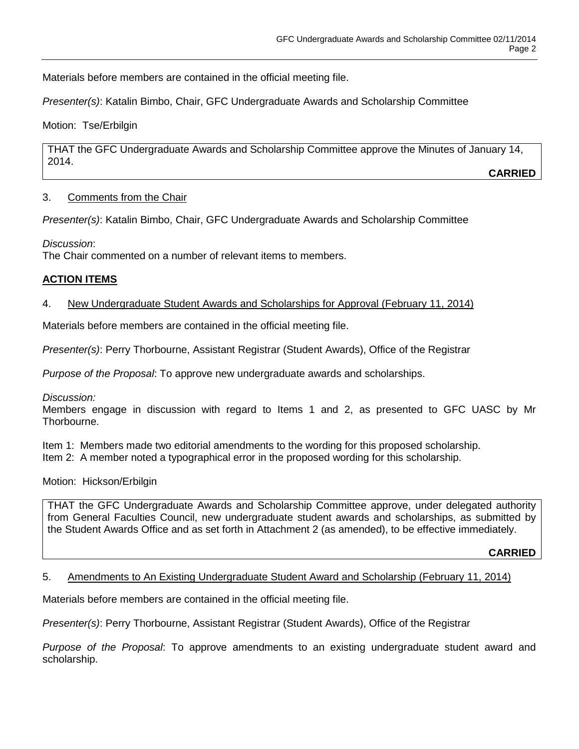Materials before members are contained in the official meeting file.

*Presenter(s)*: Katalin Bimbo, Chair, GFC Undergraduate Awards and Scholarship Committee

Motion: Tse/Erbilgin

> THAT the GFC Undergraduate Awards and Scholarship Committee approve the Minutes of January 14, 2014.
>
> **CARRIED**

3. Comments from the Chair

*Presenter(s)*: Katalin Bimbo, Chair, GFC Undergraduate Awards and Scholarship Committee

*Discussion*:
The Chair commented on a number of relevant items to members.

## ACTION ITEMS

4. New Undergraduate Student Awards and Scholarships for Approval (February 11, 2014)

Materials before members are contained in the official meeting file.

*Presenter(s)*: Perry Thorbourne, Assistant Registrar (Student Awards), Office of the Registrar

*Purpose of the Proposal*: To approve new undergraduate awards and scholarships.

*Discussion:*
Members engage in discussion with regard to Items 1 and 2, as presented to GFC UASC by Mr Thorbourne.

Item 1: Members made two editorial amendments to the wording for this proposed scholarship.
Item 2: A member noted a typographical error in the proposed wording for this scholarship.

Motion: Hickson/Erbilgin

> THAT the GFC Undergraduate Awards and Scholarship Committee approve, under delegated authority from General Faculties Council, new undergraduate student awards and scholarships, as submitted by the Student Awards Office and as set forth in Attachment 2 (as amended), to be effective immediately.
>
> **CARRIED**

5. Amendments to An Existing Undergraduate Student Award and Scholarship (February 11, 2014)

Materials before members are contained in the official meeting file.

*Presenter(s)*: Perry Thorbourne, Assistant Registrar (Student Awards), Office of the Registrar

*Purpose of the Proposal*: To approve amendments to an existing undergraduate student award and scholarship.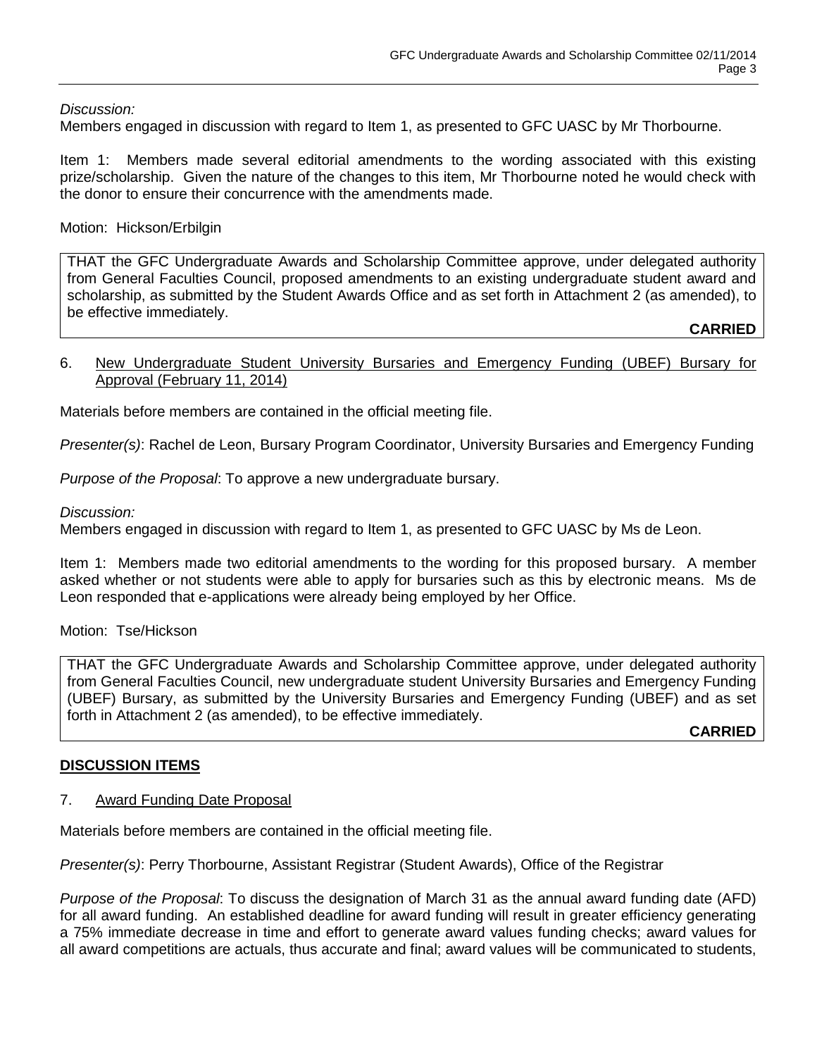*Discussion:*
Members engaged in discussion with regard to Item 1, as presented to GFC UASC by Mr Thorbourne.

Item 1: Members made several editorial amendments to the wording associated with this existing prize/scholarship. Given the nature of the changes to this item, Mr Thorbourne noted he would check with the donor to ensure their concurrence with the amendments made.

Motion: Hickson/Erbilgin

> THAT the GFC Undergraduate Awards and Scholarship Committee approve, under delegated authority from General Faculties Council, proposed amendments to an existing undergraduate student award and scholarship, as submitted by the Student Awards Office and as set forth in Attachment 2 (as amended), to be effective immediately.
>
> **CARRIED**

6. New Undergraduate Student University Bursaries and Emergency Funding (UBEF) Bursary for Approval (February 11, 2014)

Materials before members are contained in the official meeting file.

*Presenter(s)*: Rachel de Leon, Bursary Program Coordinator, University Bursaries and Emergency Funding

*Purpose of the Proposal*: To approve a new undergraduate bursary.

*Discussion:*
Members engaged in discussion with regard to Item 1, as presented to GFC UASC by Ms de Leon.

Item 1: Members made two editorial amendments to the wording for this proposed bursary. A member asked whether or not students were able to apply for bursaries such as this by electronic means. Ms de Leon responded that e-applications were already being employed by her Office.

Motion: Tse/Hickson

> THAT the GFC Undergraduate Awards and Scholarship Committee approve, under delegated authority from General Faculties Council, new undergraduate student University Bursaries and Emergency Funding (UBEF) Bursary, as submitted by the University Bursaries and Emergency Funding (UBEF) and as set forth in Attachment 2 (as amended), to be effective immediately.
>
> **CARRIED**

## DISCUSSION ITEMS

7. Award Funding Date Proposal

Materials before members are contained in the official meeting file.

*Presenter(s)*: Perry Thorbourne, Assistant Registrar (Student Awards), Office of the Registrar

*Purpose of the Proposal*: To discuss the designation of March 31 as the annual award funding date (AFD) for all award funding. An established deadline for award funding will result in greater efficiency generating a 75% immediate decrease in time and effort to generate award values funding checks; award values for all award competitions are actuals, thus accurate and final; award values will be communicated to students,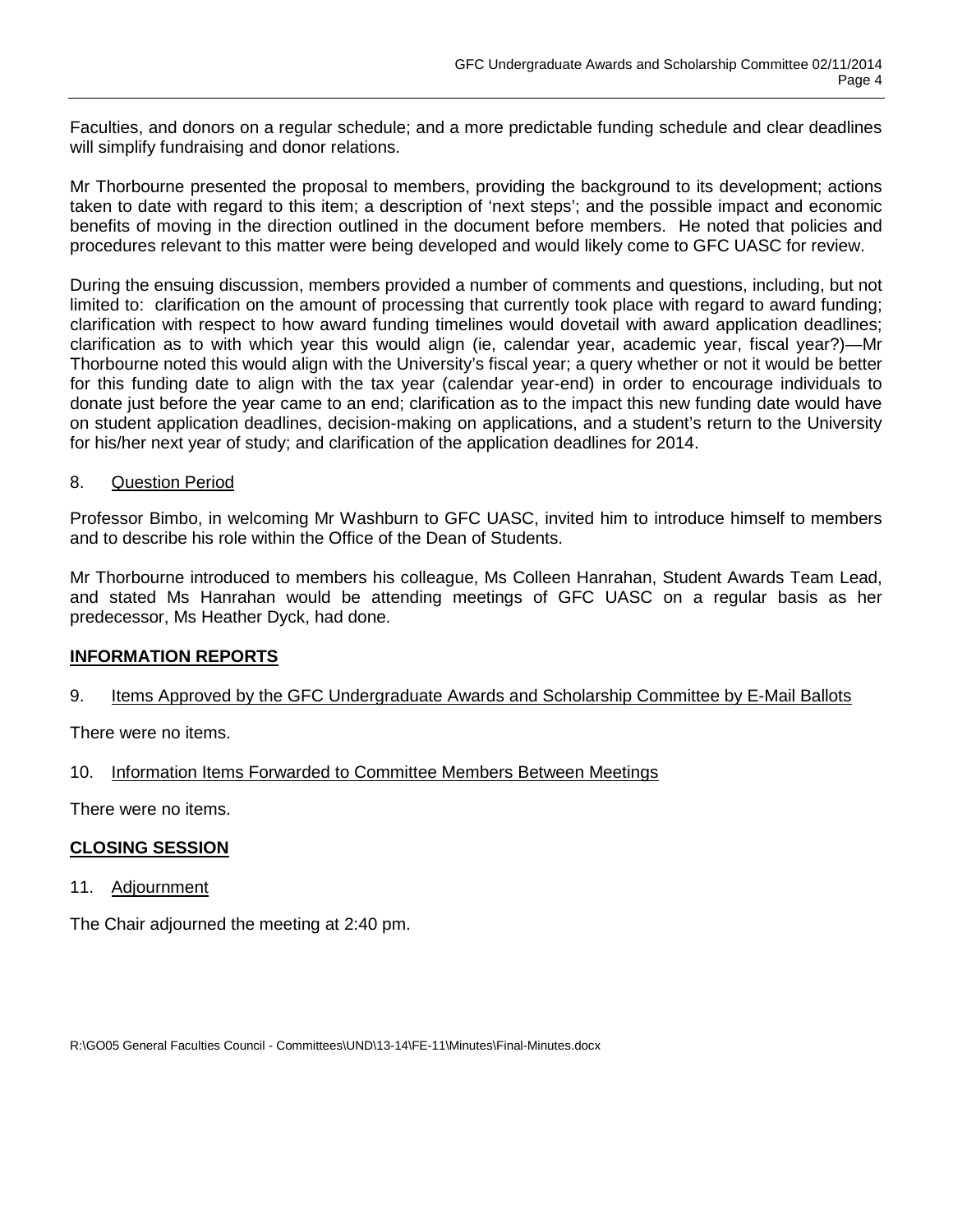Faculties, and donors on a regular schedule; and a more predictable funding schedule and clear deadlines will simplify fundraising and donor relations.

Mr Thorbourne presented the proposal to members, providing the background to its development; actions taken to date with regard to this item; a description of 'next steps'; and the possible impact and economic benefits of moving in the direction outlined in the document before members. He noted that policies and procedures relevant to this matter were being developed and would likely come to GFC UASC for review.

During the ensuing discussion, members provided a number of comments and questions, including, but not limited to: clarification on the amount of processing that currently took place with regard to award funding; clarification with respect to how award funding timelines would dovetail with award application deadlines; clarification as to with which year this would align (ie, calendar year, academic year, fiscal year?)—Mr Thorbourne noted this would align with the University's fiscal year; a query whether or not it would be better for this funding date to align with the tax year (calendar year-end) in order to encourage individuals to donate just before the year came to an end; clarification as to the impact this new funding date would have on student application deadlines, decision-making on applications, and a student's return to the University for his/her next year of study; and clarification of the application deadlines for 2014.

8. Question Period

Professor Bimbo, in welcoming Mr Washburn to GFC UASC, invited him to introduce himself to members and to describe his role within the Office of the Dean of Students.

Mr Thorbourne introduced to members his colleague, Ms Colleen Hanrahan, Student Awards Team Lead, and stated Ms Hanrahan would be attending meetings of GFC UASC on a regular basis as her predecessor, Ms Heather Dyck, had done.

## INFORMATION REPORTS

9. Items Approved by the GFC Undergraduate Awards and Scholarship Committee by E-Mail Ballots

There were no items.

10. Information Items Forwarded to Committee Members Between Meetings

There were no items.

## CLOSING SESSION

11. Adjournment

The Chair adjourned the meeting at 2:40 pm.

R:\GO05 General Faculties Council - Committees\UND\13-14\FE-11\Minutes\Final-Minutes.docx